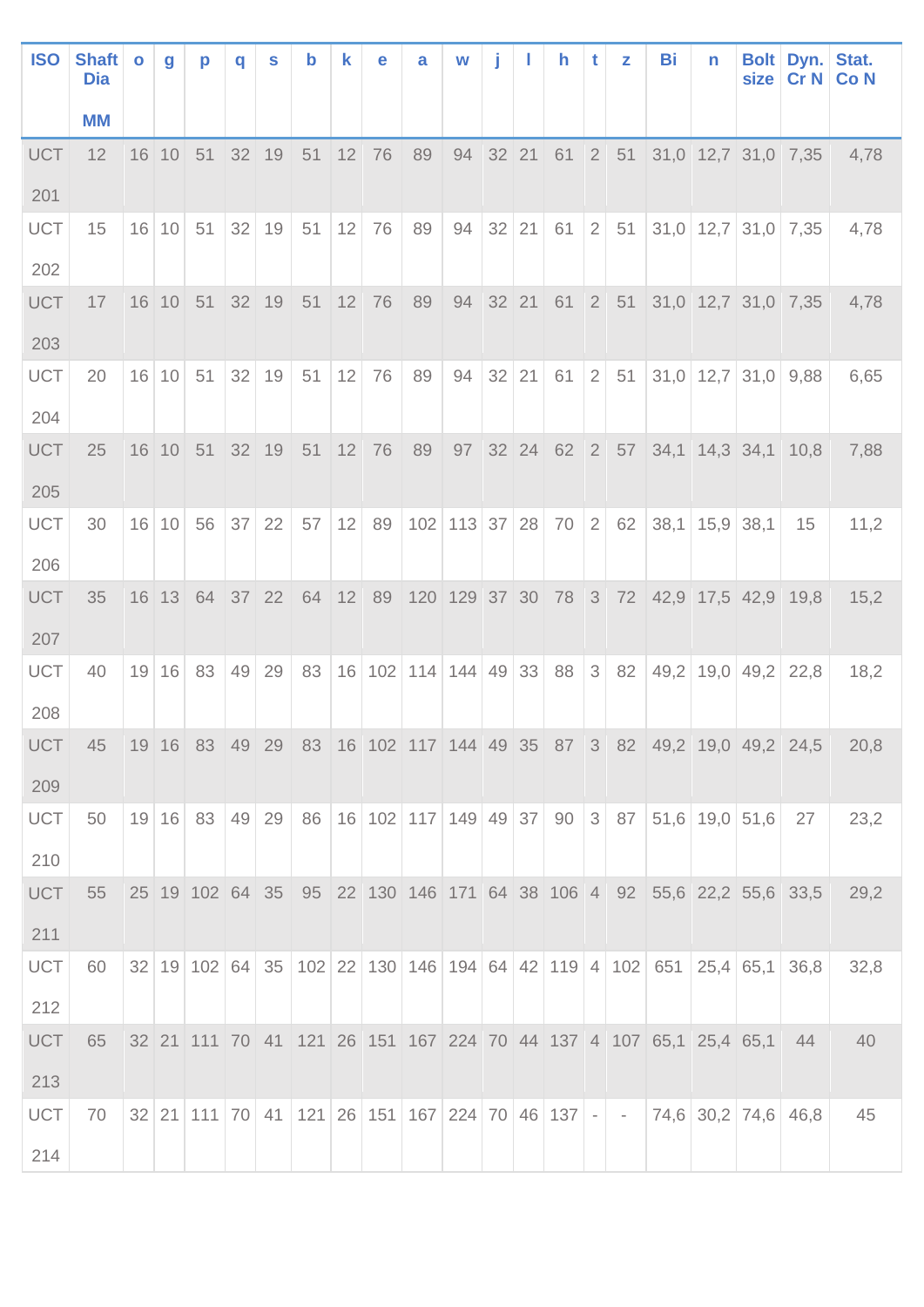| ISO | Shaft Dia MM | o | g | p | q | s | b | k | e | a | w | j | l | h | t | z | Bi | n | Bolt size | Dyn. Cr N | Stat. Co N |
|---|---|---|---|---|---|---|---|---|---|---|---|---|---|---|---|---|---|---|---|---|---|
| UCT 201 | 12 | 16 | 10 | 51 | 32 | 19 | 51 | 12 | 76 | 89 | 94 | 32 | 21 | 61 | 2 | 51 | 31,0 | 12,7 | 31,0 | 7,35 | 4,78 |
| UCT 202 | 15 | 16 | 10 | 51 | 32 | 19 | 51 | 12 | 76 | 89 | 94 | 32 | 21 | 61 | 2 | 51 | 31,0 | 12,7 | 31,0 | 7,35 | 4,78 |
| UCT 203 | 17 | 16 | 10 | 51 | 32 | 19 | 51 | 12 | 76 | 89 | 94 | 32 | 21 | 61 | 2 | 51 | 31,0 | 12,7 | 31,0 | 7,35 | 4,78 |
| UCT 204 | 20 | 16 | 10 | 51 | 32 | 19 | 51 | 12 | 76 | 89 | 94 | 32 | 21 | 61 | 2 | 51 | 31,0 | 12,7 | 31,0 | 9,88 | 6,65 |
| UCT 205 | 25 | 16 | 10 | 51 | 32 | 19 | 51 | 12 | 76 | 89 | 97 | 32 | 24 | 62 | 2 | 57 | 34,1 | 14,3 | 34,1 | 10,8 | 7,88 |
| UCT 206 | 30 | 16 | 10 | 56 | 37 | 22 | 57 | 12 | 89 | 102 | 113 | 37 | 28 | 70 | 2 | 62 | 38,1 | 15,9 | 38,1 | 15 | 11,2 |
| UCT 207 | 35 | 16 | 13 | 64 | 37 | 22 | 64 | 12 | 89 | 120 | 129 | 37 | 30 | 78 | 3 | 72 | 42,9 | 17,5 | 42,9 | 19,8 | 15,2 |
| UCT 208 | 40 | 19 | 16 | 83 | 49 | 29 | 83 | 16 | 102 | 114 | 144 | 49 | 33 | 88 | 3 | 82 | 49,2 | 19,0 | 49,2 | 22,8 | 18,2 |
| UCT 209 | 45 | 19 | 16 | 83 | 49 | 29 | 83 | 16 | 102 | 117 | 144 | 49 | 35 | 87 | 3 | 82 | 49,2 | 19,0 | 49,2 | 24,5 | 20,8 |
| UCT 210 | 50 | 19 | 16 | 83 | 49 | 29 | 86 | 16 | 102 | 117 | 149 | 49 | 37 | 90 | 3 | 87 | 51,6 | 19,0 | 51,6 | 27 | 23,2 |
| UCT 211 | 55 | 25 | 19 | 102 | 64 | 35 | 95 | 22 | 130 | 146 | 171 | 64 | 38 | 106 | 4 | 92 | 55,6 | 22,2 | 55,6 | 33,5 | 29,2 |
| UCT 212 | 60 | 32 | 19 | 102 | 64 | 35 | 102 | 22 | 130 | 146 | 194 | 64 | 42 | 119 | 4 | 102 | 651 | 25,4 | 65,1 | 36,8 | 32,8 |
| UCT 213 | 65 | 32 | 21 | 111 | 70 | 41 | 121 | 26 | 151 | 167 | 224 | 70 | 44 | 137 | 4 | 107 | 65,1 | 25,4 | 65,1 | 44 | 40 |
| UCT 214 | 70 | 32 | 21 | 111 | 70 | 41 | 121 | 26 | 151 | 167 | 224 | 70 | 46 | 137 | - | - | 74,6 | 30,2 | 74,6 | 46,8 | 45 |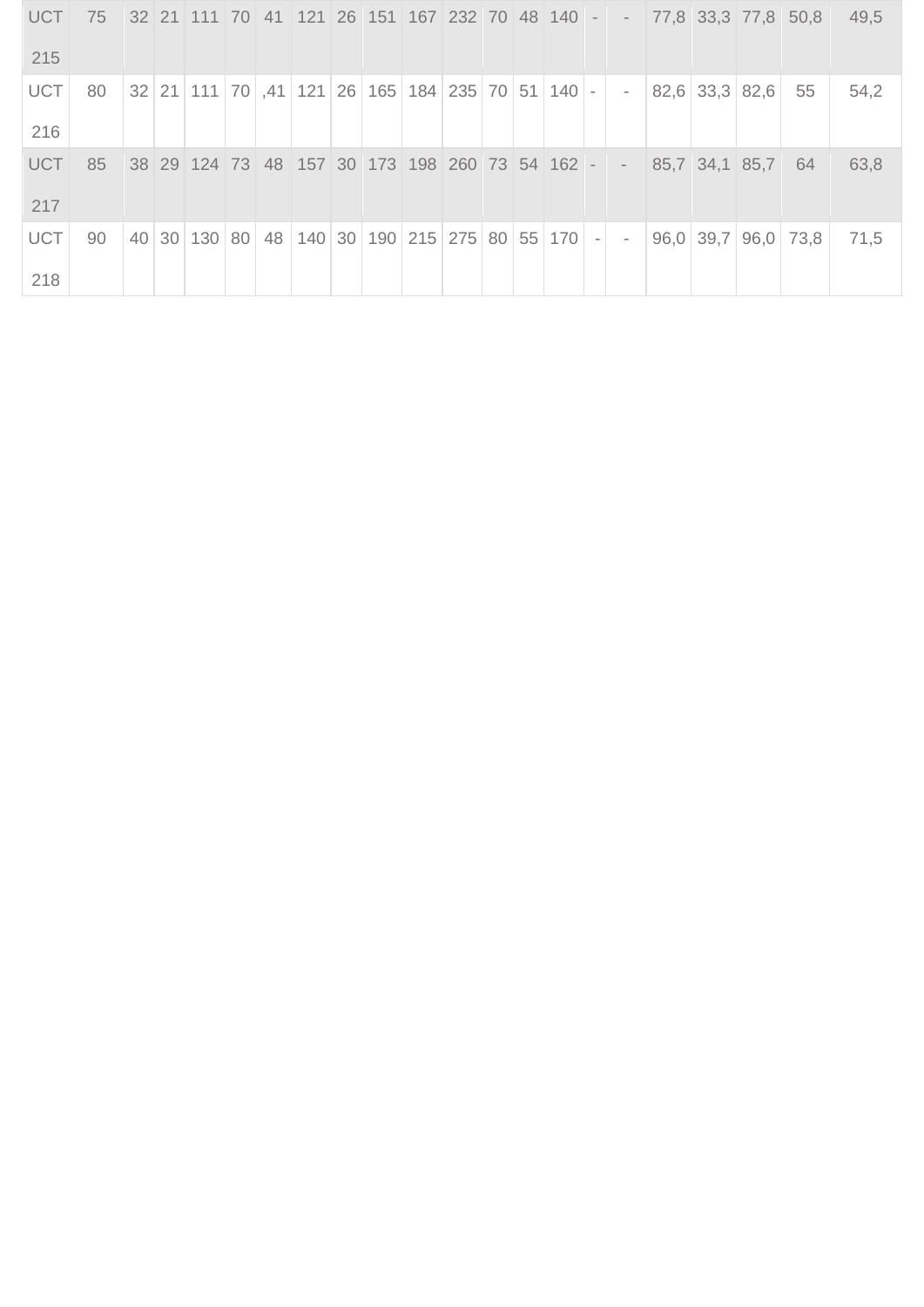| | | | | | | | | | | | | | | | | | | | | | | |
|---|---|---|---|---|---|---|---|---|---|---|---|---|---|---|---|---|---|---|---|---|---|---|
| UCT 215 | 75 | 32 | 21 | 111 | 70 | 41 | 121 | 26 | 151 | 167 | 232 | 70 | 48 | 140 | - | - | 77,8 | 33,3 | 77,8 | 50,8 | 49,5 |
| UCT 216 | 80 | 32 | 21 | 111 | 70 | ,41 | 121 | 26 | 165 | 184 | 235 | 70 | 51 | 140 | - | - | 82,6 | 33,3 | 82,6 | 55 | 54,2 |
| UCT 217 | 85 | 38 | 29 | 124 | 73 | 48 | 157 | 30 | 173 | 198 | 260 | 73 | 54 | 162 | - | - | 85,7 | 34,1 | 85,7 | 64 | 63,8 |
| UCT 218 | 90 | 40 | 30 | 130 | 80 | 48 | 140 | 30 | 190 | 215 | 275 | 80 | 55 | 170 | - | - | 96,0 | 39,7 | 96,0 | 73,8 | 71,5 |